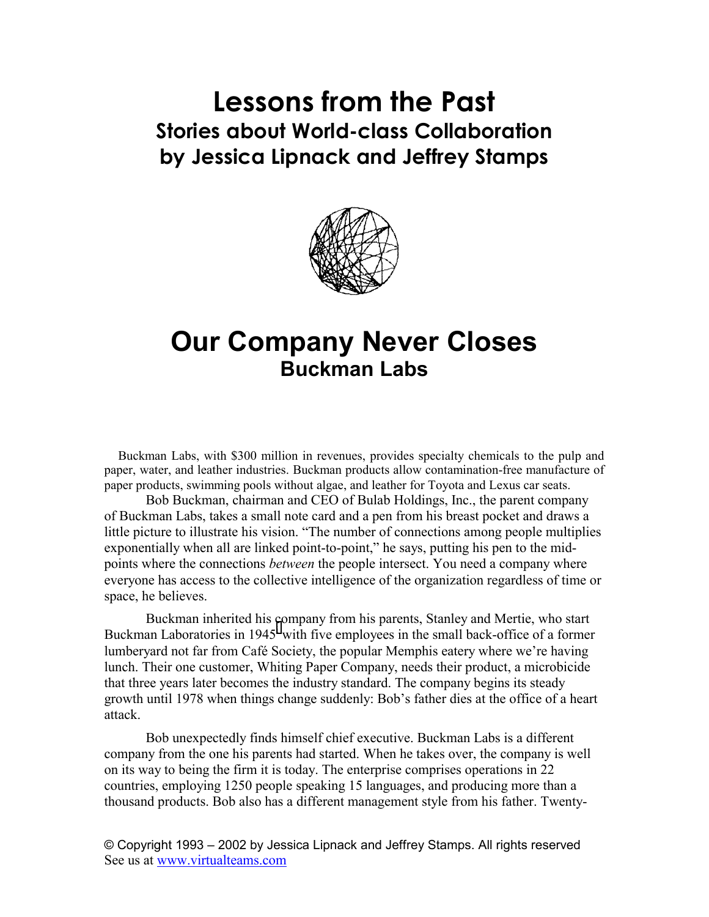# Lessons from the Past

## Stories about World-class Collaboration by Jessica Lipnack and Jeffrey Stamps

# Our Company Never Closes

## Buckman Labs

Buckman Labs, with $300 million in revenues, provides specialty chemicals to the pulp and paper, water, and leather industries. Buckman products allow contamination-free manufacture of paper products, swimming pools without algae, and leather for Toyota and Lexus car seats.

Bob Buckman, chairman and CEO of Bulab Holdings, Inc., the parent company of Buckman Labs, takes a small note card and a pen from his breast pocket and draws a little picture to illustrate his vision. "The number of connections among people multiplies exponentially when all are linked point-to-point," he says, putting his pen to the mid-points where the connections *between* the people intersect. You need a company where everyone has access to the collective intelligence of the organization regardless of time or space, he believes.

Buckman inherited his company from his parents, Stanley and Mertie, who start Buckman Laboratories in 1945 with five employees in the small back-office of a former lumberyard not far from Café Society, the popular Memphis eatery where we're having lunch. Their one customer, Whiting Paper Company, needs their product, a microbicide that three years later becomes the industry standard. The company begins its steady growth until 1978 when things change suddenly: Bob's father dies at the office of a heart attack.

Bob unexpectedly finds himself chief executive. Buckman Labs is a different company from the one his parents had started. When he takes over, the company is well on its way to being the firm it is today. The enterprise comprises operations in 22 countries, employing 1250 people speaking 15 languages, and producing more than a thousand products. Bob also has a different management style from his father. Twenty-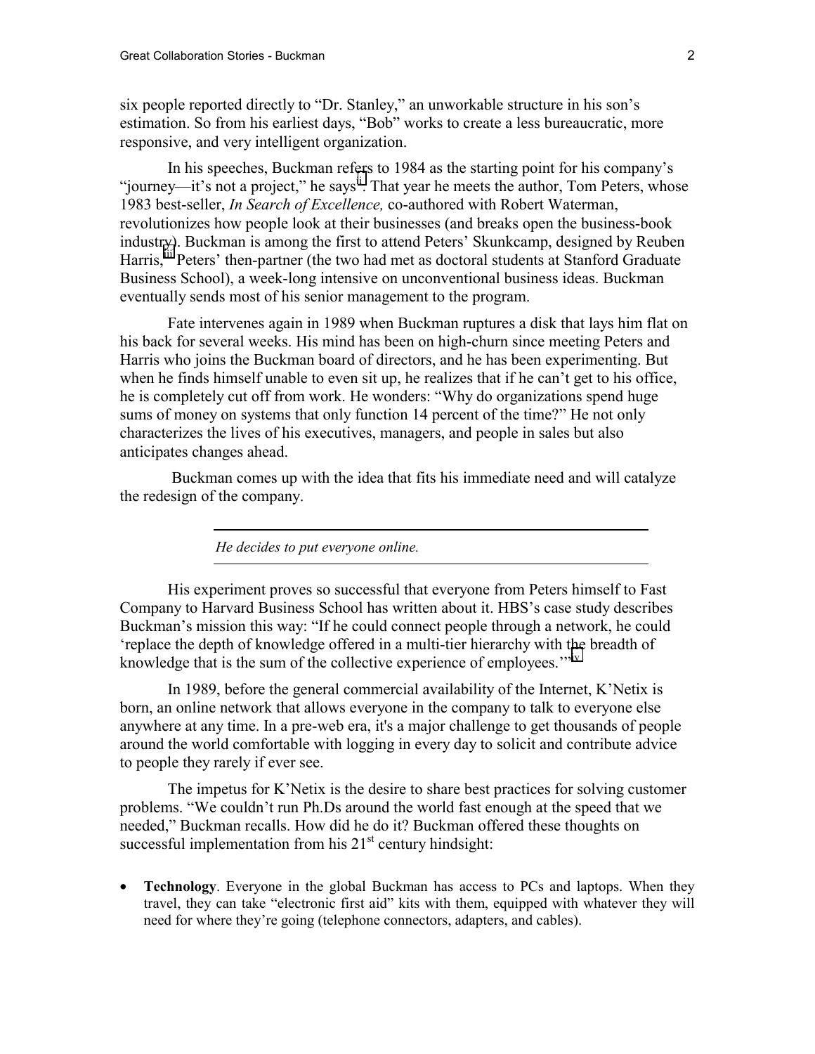six people reported directly to "Dr. Stanley," an unworkable structure in his son's estimation. So from his earliest days, "Bob" works to create a less bureaucratic, more responsive, and very intelligent organization.

In his speeches, Buckman refers to 1984 as the starting point for his company's "journey—it's not a project," he says[ii]. That year he meets the author, Tom Peters, whose 1983 best-seller, *In Search of Excellence,* co-authored with Robert Waterman, revolutionizes how people look at their businesses (and breaks open the business-book industry). Buckman is among the first to attend Peters' Skunkcamp, designed by Reuben Harris,[iii] Peters' then-partner (the two had met as doctoral students at Stanford Graduate Business School), a week-long intensive on unconventional business ideas. Buckman eventually sends most of his senior management to the program.

Fate intervenes again in 1989 when Buckman ruptures a disk that lays him flat on his back for several weeks. His mind has been on high-churn since meeting Peters and Harris who joins the Buckman board of directors, and he has been experimenting. But when he finds himself unable to even sit up, he realizes that if he can't get to his office, he is completely cut off from work. He wonders: "Why do organizations spend huge sums of money on systems that only function 14 percent of the time?" He not only characterizes the lives of his executives, managers, and people in sales but also anticipates changes ahead.

Buckman comes up with the idea that fits his immediate need and will catalyze the redesign of the company.

---

*He decides to put everyone online.*

---

His experiment proves so successful that everyone from Peters himself to Fast Company to Harvard Business School has written about it. HBS's case study describes Buckman's mission this way: "If he could connect people through a network, he could 'replace the depth of knowledge offered in a multi-tier hierarchy with the breadth of knowledge that is the sum of the collective experience of employees.'"[iv]

In 1989, before the general commercial availability of the Internet, K'Netix is born, an online network that allows everyone in the company to talk to everyone else anywhere at any time. In a pre-web era, it's a major challenge to get thousands of people around the world comfortable with logging in every day to solicit and contribute advice to people they rarely if ever see.

The impetus for K'Netix is the desire to share best practices for solving customer problems. "We couldn't run Ph.Ds around the world fast enough at the speed that we needed," Buckman recalls. How did he do it? Buckman offered these thoughts on successful implementation from his 21st century hindsight:

- **Technology**. Everyone in the global Buckman has access to PCs and laptops. When they travel, they can take "electronic first aid" kits with them, equipped with whatever they will need for where they're going (telephone connectors, adapters, and cables).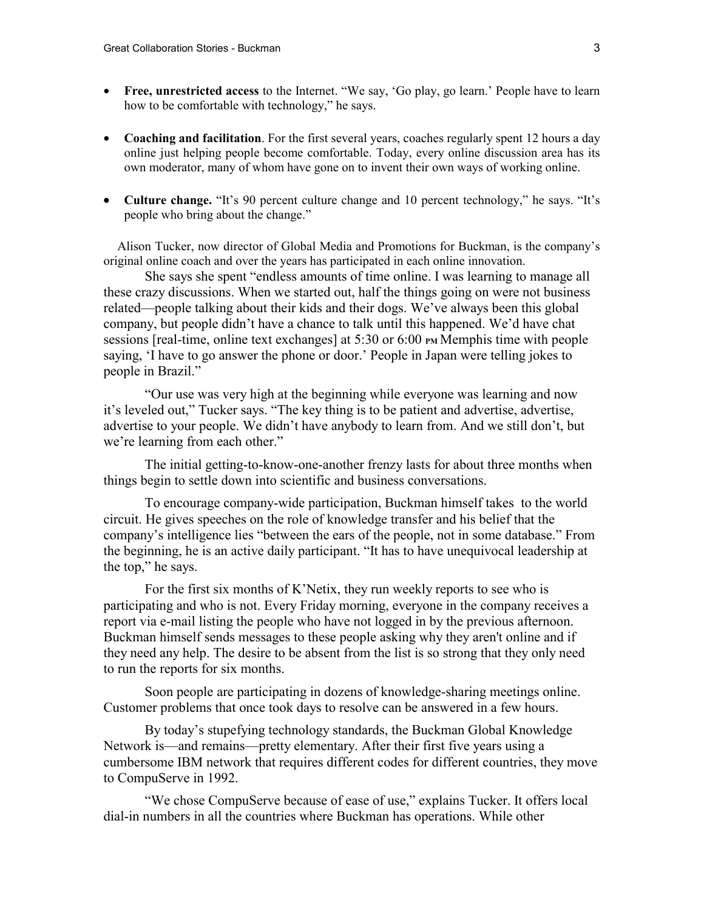- **Free, unrestricted access** to the Internet. "We say, 'Go play, go learn.' People have to learn how to be comfortable with technology," he says.

- **Coaching and facilitation**. For the first several years, coaches regularly spent 12 hours a day online just helping people become comfortable. Today, every online discussion area has its own moderator, many of whom have gone on to invent their own ways of working online.

- **Culture change.** "It's 90 percent culture change and 10 percent technology," he says. "It's people who bring about the change."

Alison Tucker, now director of Global Media and Promotions for Buckman, is the company's original online coach and over the years has participated in each online innovation.

She says she spent "endless amounts of time online. I was learning to manage all these crazy discussions. When we started out, half the things going on were not business related—people talking about their kids and their dogs. We've always been this global company, but people didn't have a chance to talk until this happened. We'd have chat sessions [real-time, online text exchanges] at 5:30 or 6:00 PM Memphis time with people saying, 'I have to go answer the phone or door.' People in Japan were telling jokes to people in Brazil."

"Our use was very high at the beginning while everyone was learning and now it's leveled out," Tucker says. "The key thing is to be patient and advertise, advertise, advertise to your people. We didn't have anybody to learn from. And we still don't, but we're learning from each other."

The initial getting-to-know-one-another frenzy lasts for about three months when things begin to settle down into scientific and business conversations.

To encourage company-wide participation, Buckman himself takes to the world circuit. He gives speeches on the role of knowledge transfer and his belief that the company's intelligence lies "between the ears of the people, not in some database." From the beginning, he is an active daily participant. "It has to have unequivocal leadership at the top," he says.

For the first six months of K'Netix, they run weekly reports to see who is participating and who is not. Every Friday morning, everyone in the company receives a report via e-mail listing the people who have not logged in by the previous afternoon. Buckman himself sends messages to these people asking why they aren't online and if they need any help. The desire to be absent from the list is so strong that they only need to run the reports for six months.

Soon people are participating in dozens of knowledge-sharing meetings online. Customer problems that once took days to resolve can be answered in a few hours.

By today's stupefying technology standards, the Buckman Global Knowledge Network is—and remains—pretty elementary. After their first five years using a cumbersome IBM network that requires different codes for different countries, they move to CompuServe in 1992.

"We chose CompuServe because of ease of use," explains Tucker. It offers local dial-in numbers in all the countries where Buckman has operations. While other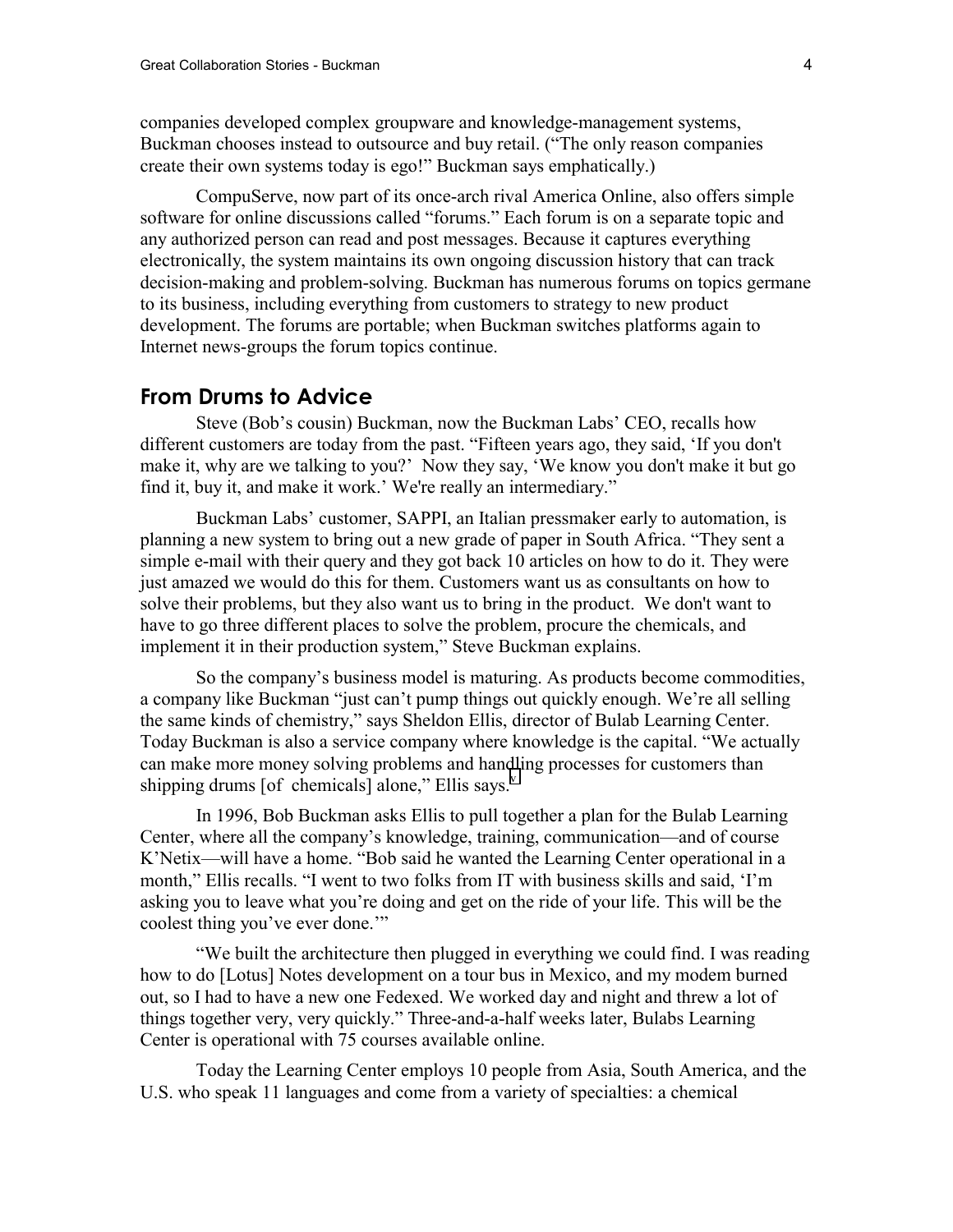companies developed complex groupware and knowledge-management systems, Buckman chooses instead to outsource and buy retail. ("The only reason companies create their own systems today is ego!" Buckman says emphatically.)

CompuServe, now part of its once-arch rival America Online, also offers simple software for online discussions called "forums." Each forum is on a separate topic and any authorized person can read and post messages. Because it captures everything electronically, the system maintains its own ongoing discussion history that can track decision-making and problem-solving. Buckman has numerous forums on topics germane to its business, including everything from customers to strategy to new product development. The forums are portable; when Buckman switches platforms again to Internet news-groups the forum topics continue.

## From Drums to Advice

Steve (Bob's cousin) Buckman, now the Buckman Labs' CEO, recalls how different customers are today from the past. "Fifteen years ago, they said, 'If you don't make it, why are we talking to you?' Now they say, 'We know you don't make it but go find it, buy it, and make it work.' We're really an intermediary."

Buckman Labs' customer, SAPPI, an Italian pressmaker early to automation, is planning a new system to bring out a new grade of paper in South Africa. "They sent a simple e-mail with their query and they got back 10 articles on how to do it. They were just amazed we would do this for them. Customers want us as consultants on how to solve their problems, but they also want us to bring in the product. We don't want to have to go three different places to solve the problem, procure the chemicals, and implement it in their production system," Steve Buckman explains.

So the company's business model is maturing. As products become commodities, a company like Buckman "just can't pump things out quickly enough. We're all selling the same kinds of chemistry," says Sheldon Ellis, director of Bulab Learning Center. Today Buckman is also a service company where knowledge is the capital. "We actually can make more money solving problems and handling processes for customers than shipping drums [of chemicals] alone," Ellis says.[v]

In 1996, Bob Buckman asks Ellis to pull together a plan for the Bulab Learning Center, where all the company's knowledge, training, communication—and of course K'Netix—will have a home. "Bob said he wanted the Learning Center operational in a month," Ellis recalls. "I went to two folks from IT with business skills and said, 'I'm asking you to leave what you're doing and get on the ride of your life. This will be the coolest thing you've ever done.'"

"We built the architecture then plugged in everything we could find. I was reading how to do [Lotus] Notes development on a tour bus in Mexico, and my modem burned out, so I had to have a new one Fedexed. We worked day and night and threw a lot of things together very, very quickly." Three-and-a-half weeks later, Bulabs Learning Center is operational with 75 courses available online.

Today the Learning Center employs 10 people from Asia, South America, and the U.S. who speak 11 languages and come from a variety of specialties: a chemical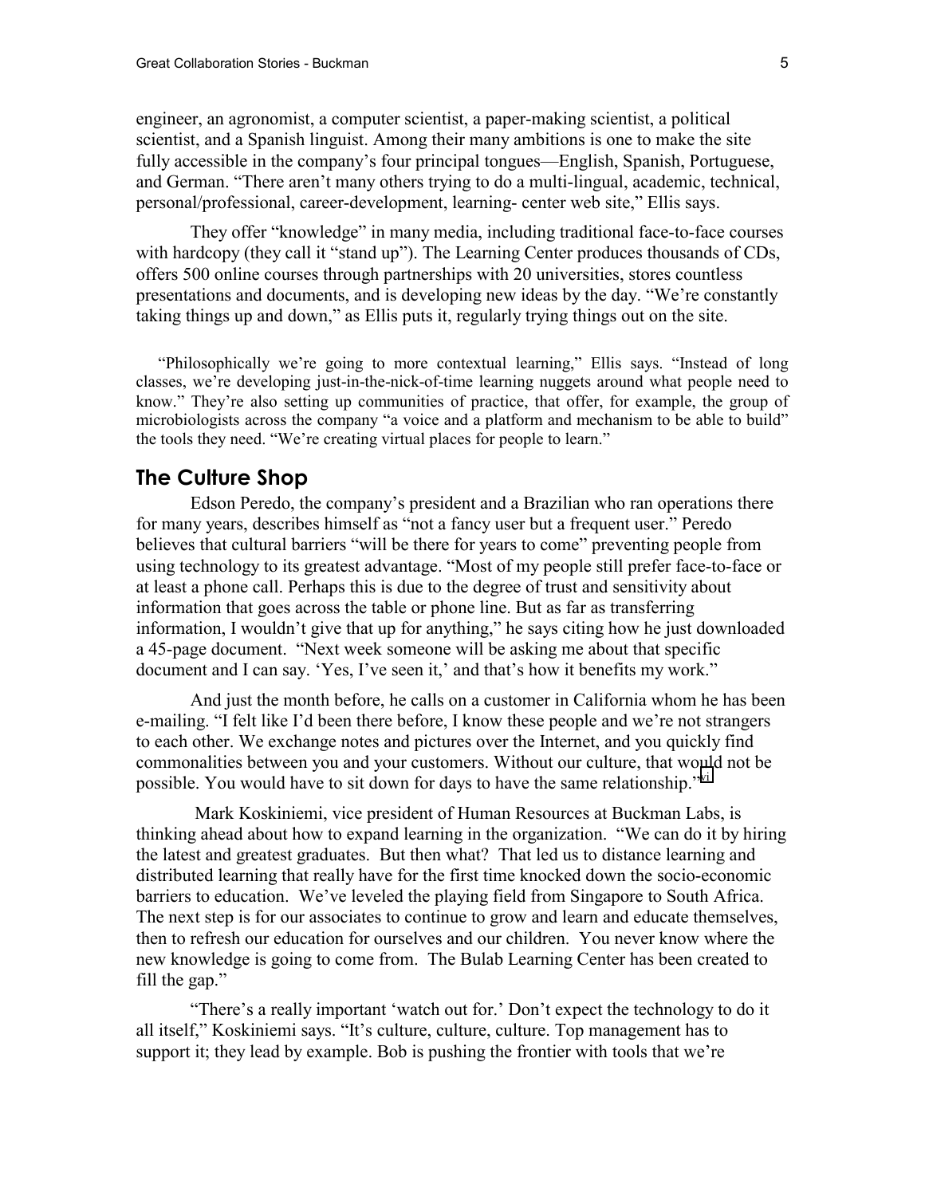engineer, an agronomist, a computer scientist, a paper-making scientist, a political scientist, and a Spanish linguist. Among their many ambitions is one to make the site fully accessible in the company's four principal tongues—English, Spanish, Portuguese, and German. "There aren't many others trying to do a multi-lingual, academic, technical, personal/professional, career-development, learning- center web site," Ellis says.

They offer "knowledge" in many media, including traditional face-to-face courses with hardcopy (they call it "stand up"). The Learning Center produces thousands of CDs, offers 500 online courses through partnerships with 20 universities, stores countless presentations and documents, and is developing new ideas by the day. "We're constantly taking things up and down," as Ellis puts it, regularly trying things out on the site.

"Philosophically we're going to more contextual learning," Ellis says. "Instead of long classes, we're developing just-in-the-nick-of-time learning nuggets around what people need to know." They're also setting up communities of practice, that offer, for example, the group of microbiologists across the company "a voice and a platform and mechanism to be able to build" the tools they need. "We're creating virtual places for people to learn."

## The Culture Shop

Edson Peredo, the company's president and a Brazilian who ran operations there for many years, describes himself as "not a fancy user but a frequent user." Peredo believes that cultural barriers "will be there for years to come" preventing people from using technology to its greatest advantage. "Most of my people still prefer face-to-face or at least a phone call. Perhaps this is due to the degree of trust and sensitivity about information that goes across the table or phone line. But as far as transferring information, I wouldn't give that up for anything," he says citing how he just downloaded a 45-page document. "Next week someone will be asking me about that specific document and I can say. 'Yes, I've seen it,' and that's how it benefits my work."

And just the month before, he calls on a customer in California whom he has been e-mailing. "I felt like I'd been there before, I know these people and we're not strangers to each other. We exchange notes and pictures over the Internet, and you quickly find commonalities between you and your customers. Without our culture, that would not be possible. You would have to sit down for days to have the same relationship."[vi]

Mark Koskiniemi, vice president of Human Resources at Buckman Labs, is thinking ahead about how to expand learning in the organization. "We can do it by hiring the latest and greatest graduates. But then what? That led us to distance learning and distributed learning that really have for the first time knocked down the socio-economic barriers to education. We've leveled the playing field from Singapore to South Africa. The next step is for our associates to continue to grow and learn and educate themselves, then to refresh our education for ourselves and our children. You never know where the new knowledge is going to come from. The Bulab Learning Center has been created to fill the gap."

"There's a really important 'watch out for.' Don't expect the technology to do it all itself," Koskiniemi says. "It's culture, culture, culture. Top management has to support it; they lead by example. Bob is pushing the frontier with tools that we're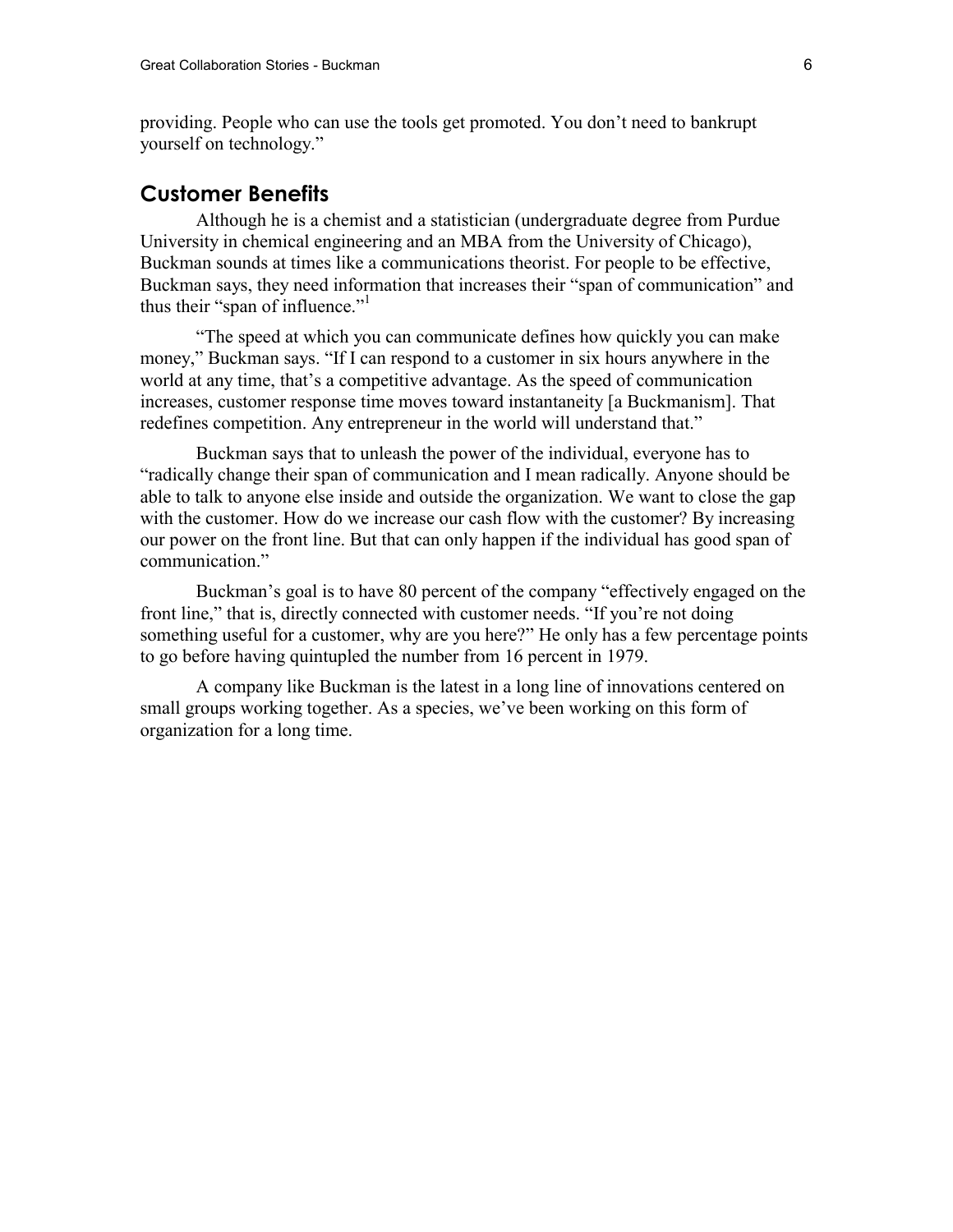providing. People who can use the tools get promoted. You don't need to bankrupt yourself on technology."

## Customer Benefits

Although he is a chemist and a statistician (undergraduate degree from Purdue University in chemical engineering and an MBA from the University of Chicago), Buckman sounds at times like a communications theorist. For people to be effective, Buckman says, they need information that increases their "span of communication" and thus their "span of influence."[1]

"The speed at which you can communicate defines how quickly you can make money," Buckman says. "If I can respond to a customer in six hours anywhere in the world at any time, that's a competitive advantage. As the speed of communication increases, customer response time moves toward instantaneity [a Buckmanism]. That redefines competition. Any entrepreneur in the world will understand that."

Buckman says that to unleash the power of the individual, everyone has to "radically change their span of communication and I mean radically. Anyone should be able to talk to anyone else inside and outside the organization. We want to close the gap with the customer. How do we increase our cash flow with the customer? By increasing our power on the front line. But that can only happen if the individual has good span of communication."

Buckman's goal is to have 80 percent of the company "effectively engaged on the front line," that is, directly connected with customer needs. "If you're not doing something useful for a customer, why are you here?" He only has a few percentage points to go before having quintupled the number from 16 percent in 1979.

A company like Buckman is the latest in a long line of innovations centered on small groups working together. As a species, we've been working on this form of organization for a long time.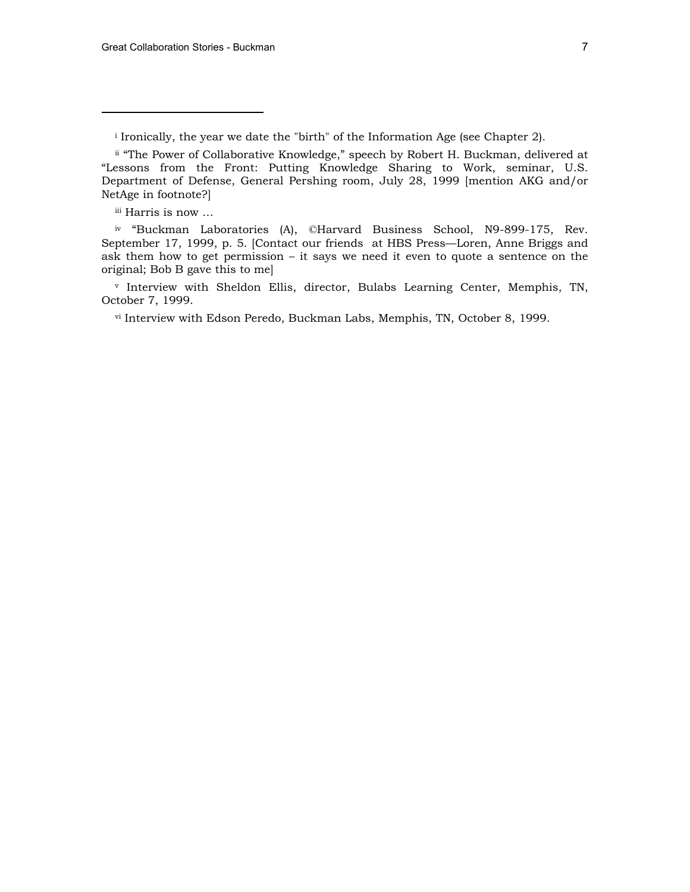---

[i] Ironically, the year we date the "birth" of the Information Age (see Chapter 2).

[ii] "The Power of Collaborative Knowledge," speech by Robert H. Buckman, delivered at "Lessons from the Front: Putting Knowledge Sharing to Work, seminar, U.S. Department of Defense, General Pershing room, July 28, 1999 [mention AKG and/or NetAge in footnote?]

[iii] Harris is now …

[iv] "Buckman Laboratories (A), ©Harvard Business School, N9-899-175, Rev. September 17, 1999, p. 5. [Contact our friends at HBS Press—Loren, Anne Briggs and ask them how to get permission – it says we need it even to quote a sentence on the original; Bob B gave this to me]

[v] Interview with Sheldon Ellis, director, Bulabs Learning Center, Memphis, TN, October 7, 1999.

[vi] Interview with Edson Peredo, Buckman Labs, Memphis, TN, October 8, 1999.